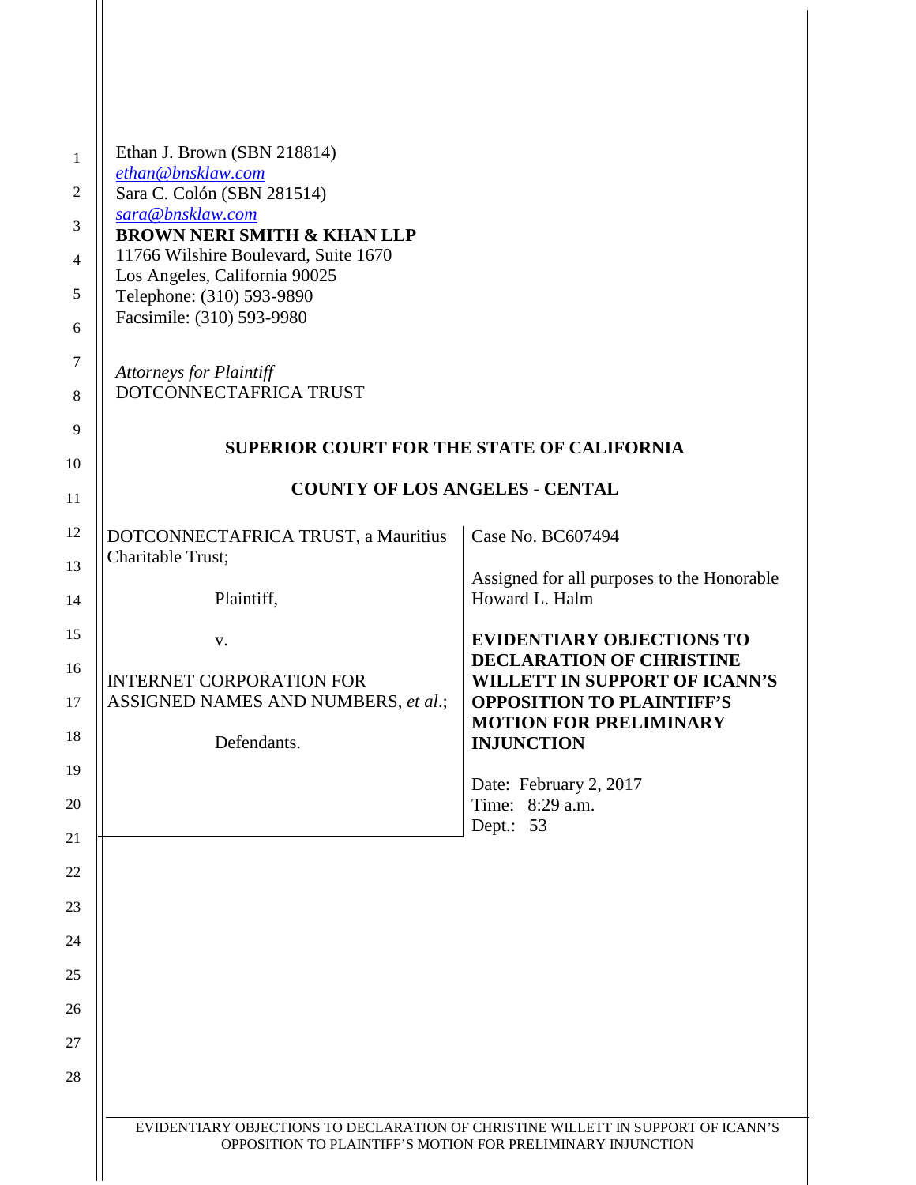Ethan J. Brown (SBN 218814)
ethan@bnsklaw.com
Sara C. Colón (SBN 281514)
sara@bnsklaw.com
**BROWN NERI SMITH & KHAN LLP**
11766 Wilshire Boulevard, Suite 1670
Los Angeles, California 90025
Telephone: (310) 593-9890
Facsimile: (310) 593-9980

*Attorneys for Plaintiff*
DOTCONNECTAFRICA TRUST

**SUPERIOR COURT FOR THE STATE OF CALIFORNIA**

**COUNTY OF LOS ANGELES - CENTAL**

| | |
|---|---|
| DOTCONNECTAFRICA TRUST, a Mauritius Charitable Trust;<br><br>Plaintiff,<br><br>v.<br><br>INTERNET CORPORATION FOR ASSIGNED NAMES AND NUMBERS, *et al*.;<br><br>Defendants. | Case No. BC607494<br><br>Assigned for all purposes to the Honorable Howard L. Halm<br><br>**EVIDENTIARY OBJECTIONS TO DECLARATION OF CHRISTINE WILLETT IN SUPPORT OF ICANN'S OPPOSITION TO PLAINTIFF'S MOTION FOR PRELIMINARY INJUNCTION**<br><br>Date: February 2, 2017<br>Time: 8:29 a.m.<br>Dept.: 53 |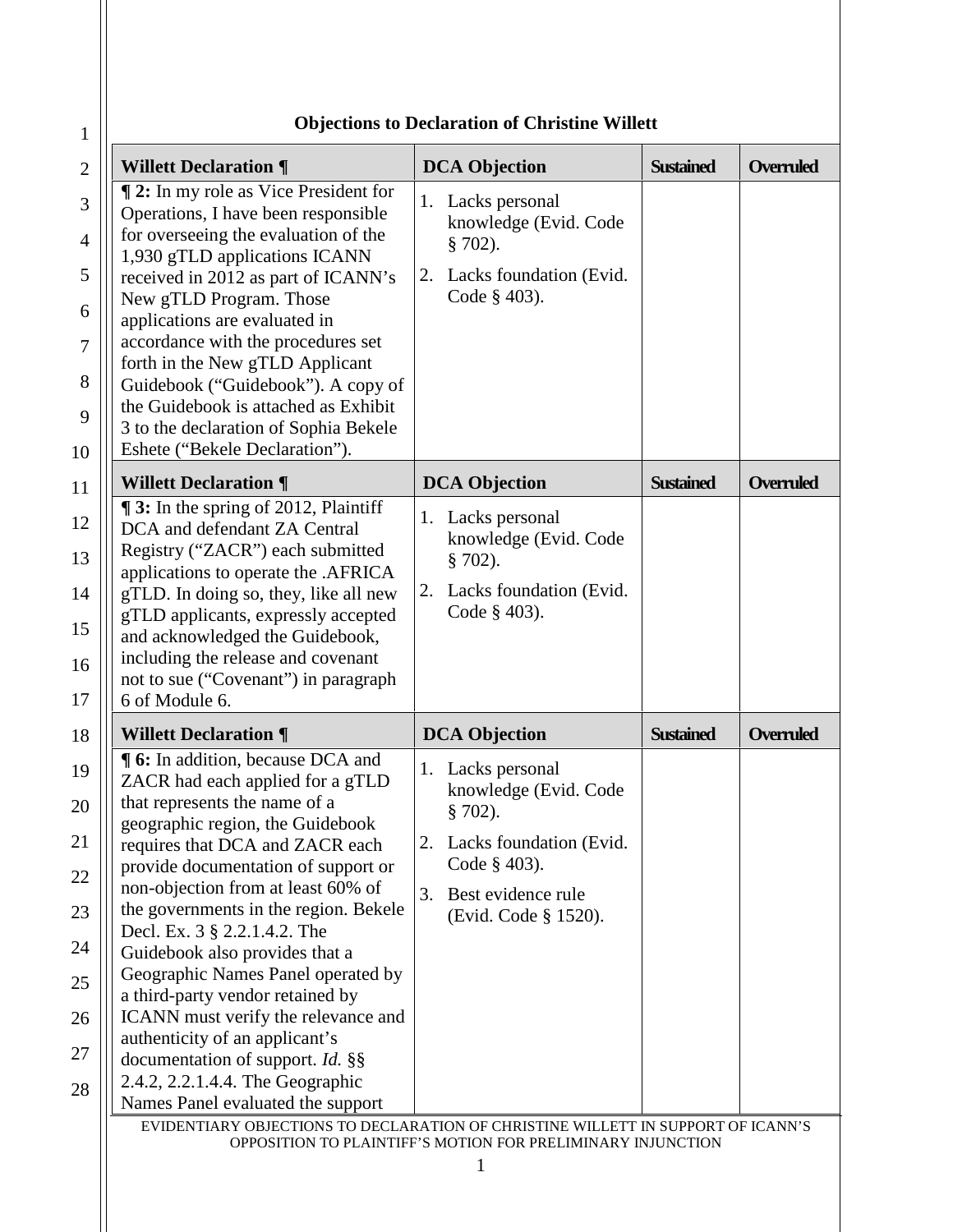**Objections to Declaration of Christine Willett**

| Willett Declaration ¶ | DCA Objection | Sustained | Overruled |
|---|---|---|---|
| **¶ 2:** In my role as Vice President for Operations, I have been responsible for overseeing the evaluation of the 1,930 gTLD applications ICANN received in 2012 as part of ICANN's New gTLD Program. Those applications are evaluated in accordance with the procedures set forth in the New gTLD Applicant Guidebook ("Guidebook"). A copy of the Guidebook is attached as Exhibit 3 to the declaration of Sophia Bekele Eshete ("Bekele Declaration"). | 1. Lacks personal knowledge (Evid. Code § 702).<br>2. Lacks foundation (Evid. Code § 403). | | |

| Willett Declaration ¶ | DCA Objection | Sustained | Overruled |
|---|---|---|---|
| **¶ 3:** In the spring of 2012, Plaintiff DCA and defendant ZA Central Registry ("ZACR") each submitted applications to operate the .AFRICA gTLD. In doing so, they, like all new gTLD applicants, expressly accepted and acknowledged the Guidebook, including the release and covenant not to sue ("Covenant") in paragraph 6 of Module 6. | 1. Lacks personal knowledge (Evid. Code § 702).<br>2. Lacks foundation (Evid. Code § 403). | | |

| Willett Declaration ¶ | DCA Objection | Sustained | Overruled |
|---|---|---|---|
| **¶ 6:** In addition, because DCA and ZACR had each applied for a gTLD that represents the name of a geographic region, the Guidebook requires that DCA and ZACR each provide documentation of support or non-objection from at least 60% of the governments in the region. Bekele Decl. Ex. 3 § 2.2.1.4.2. The Guidebook also provides that a Geographic Names Panel operated by a third-party vendor retained by ICANN must verify the relevance and authenticity of an applicant's documentation of support. *Id.* §§ 2.4.2, 2.2.1.4.4. The Geographic Names Panel evaluated the support | 1. Lacks personal knowledge (Evid. Code § 702).<br>2. Lacks foundation (Evid. Code § 403).<br>3. Best evidence rule (Evid. Code § 1520). | | |

EVIDENTIARY OBJECTIONS TO DECLARATION OF CHRISTINE WILLETT IN SUPPORT OF ICANN'S OPPOSITION TO PLAINTIFF'S MOTION FOR PRELIMINARY INJUNCTION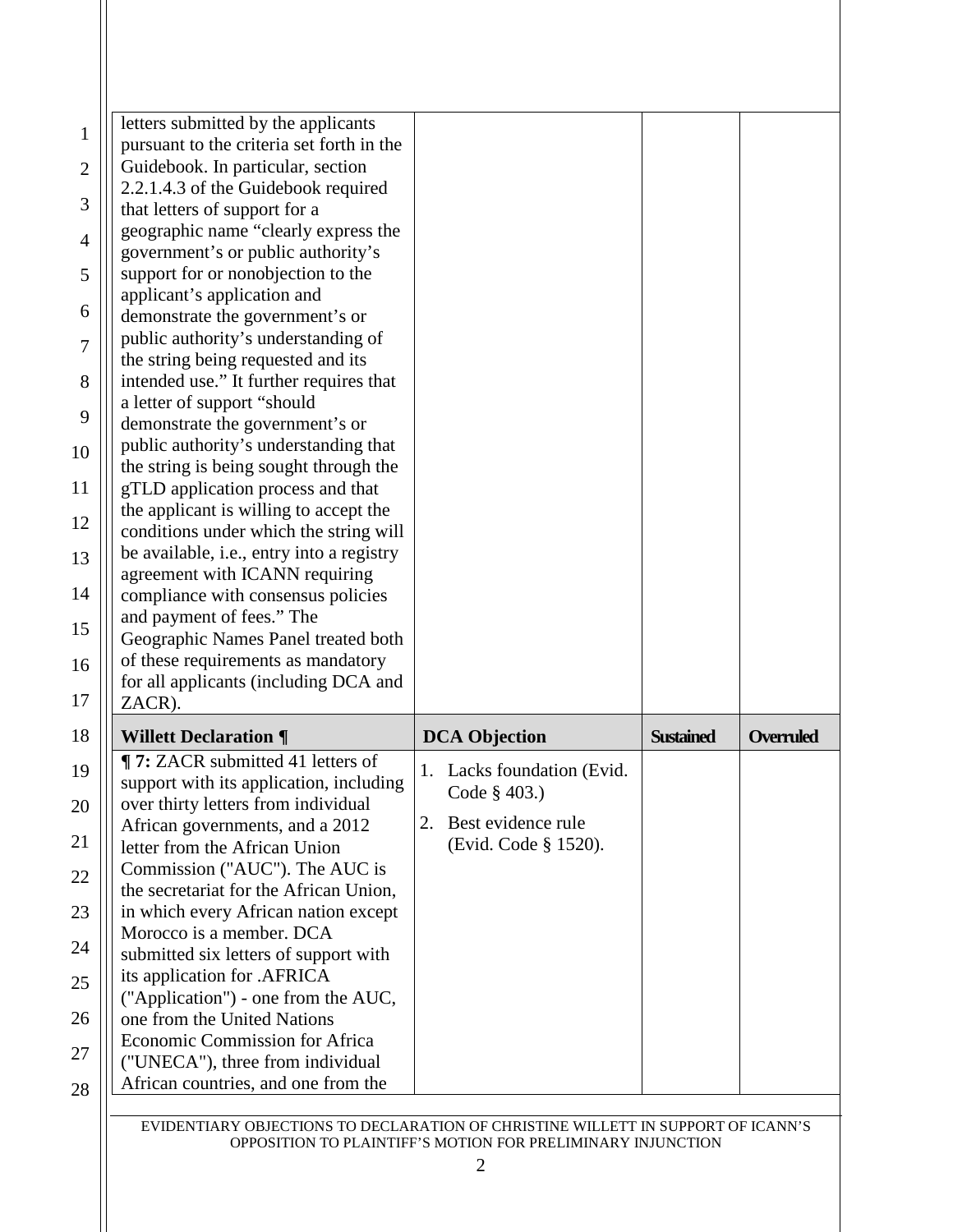| | | | |
|---|---|---|---|
| letters submitted by the applicants pursuant to the criteria set forth in the Guidebook. In particular, section 2.2.1.4.3 of the Guidebook required that letters of support for a geographic name "clearly express the government's or public authority's support for or nonobjection to the applicant's application and demonstrate the government's or public authority's understanding of the string being requested and its intended use." It further requires that a letter of support "should demonstrate the government's or public authority's understanding that the string is being sought through the gTLD application process and that the applicant is willing to accept the conditions under which the string will be available, i.e., entry into a registry agreement with ICANN requiring compliance with consensus policies and payment of fees." The Geographic Names Panel treated both of these requirements as mandatory for all applicants (including DCA and ZACR). | | | |
| **Willett Declaration ¶** | **DCA Objection** | **Sustained** | **Overruled** |
| **¶ 7:** ZACR submitted 41 letters of support with its application, including over thirty letters from individual African governments, and a 2012 letter from the African Union Commission ("AUC"). The AUC is the secretariat for the African Union, in which every African nation except Morocco is a member. DCA submitted six letters of support with its application for .AFRICA ("Application") - one from the AUC, one from the United Nations Economic Commission for Africa ("UNECA"), three from individual African countries, and one from the | 1. Lacks foundation (Evid. Code § 403.)<br>2. Best evidence rule (Evid. Code § 1520). | | |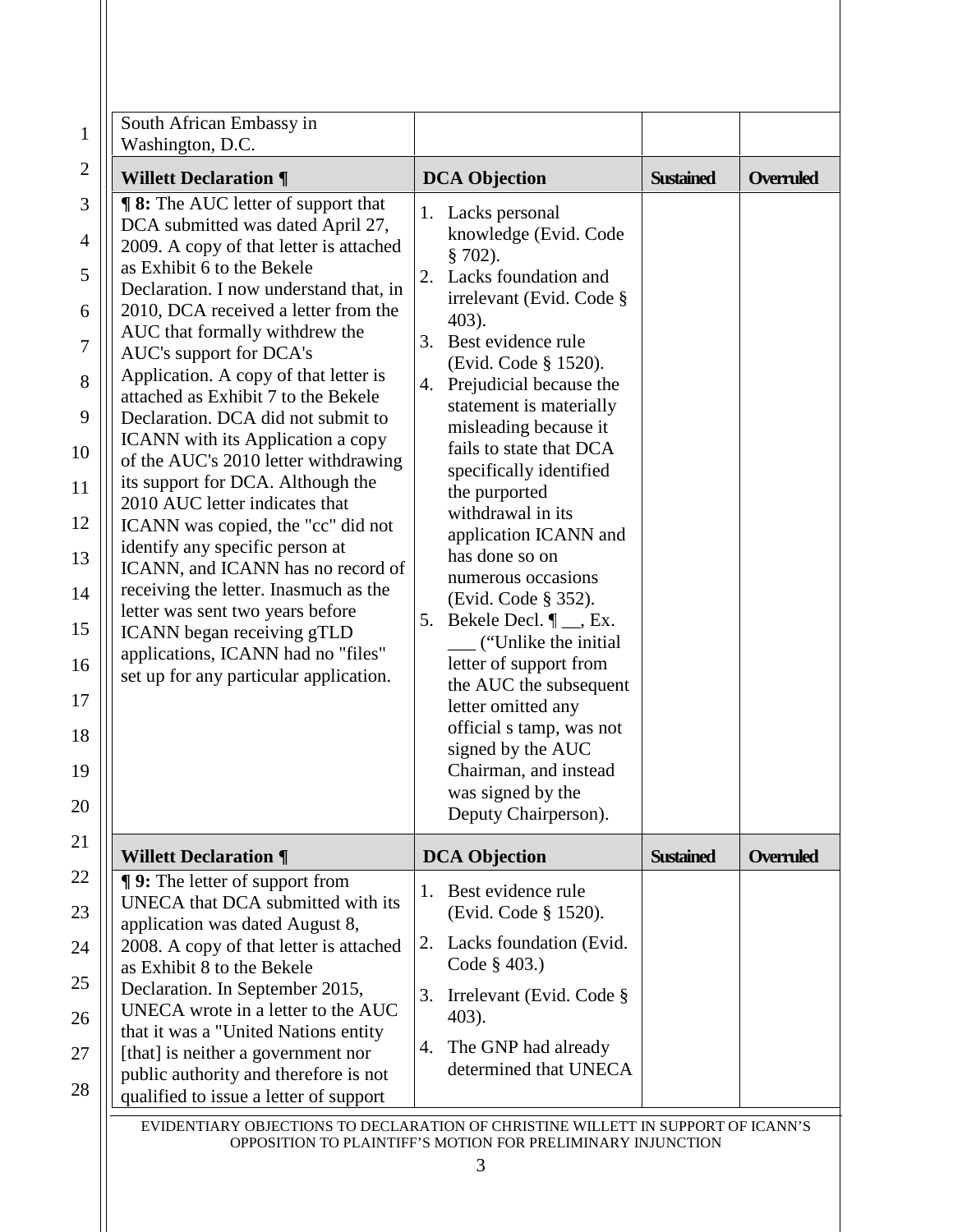| | | | |
|---|---|---|---|
| South African Embassy in Washington, D.C. | | | |
| **Willett Declaration ¶** | **DCA Objection** | **Sustained** | **Overruled** |
| **¶ 8:** The AUC letter of support that DCA submitted was dated April 27, 2009. A copy of that letter is attached as Exhibit 6 to the Bekele Declaration. I now understand that, in 2010, DCA received a letter from the AUC that formally withdrew the AUC's support for DCA's Application. A copy of that letter is attached as Exhibit 7 to the Bekele Declaration. DCA did not submit to ICANN with its Application a copy of the AUC's 2010 letter withdrawing its support for DCA. Although the 2010 AUC letter indicates that ICANN was copied, the "cc" did not identify any specific person at ICANN, and ICANN has no record of receiving the letter. Inasmuch as the letter was sent two years before ICANN began receiving gTLD applications, ICANN had no "files" set up for any particular application. | 1. Lacks personal knowledge (Evid. Code § 702).<br>2. Lacks foundation and irrelevant (Evid. Code § 403).<br>3. Best evidence rule (Evid. Code § 1520).<br>4. Prejudicial because the statement is materially misleading because it fails to state that DCA specifically identified the purported withdrawal in its application ICANN and has done so on numerous occasions (Evid. Code § 352).<br>5. Bekele Decl. ¶ __, Ex. ___ ("Unlike the initial letter of support from the AUC the subsequent letter omitted any official s tamp, was not signed by the AUC Chairman, and instead was signed by the Deputy Chairperson). | | |
| **Willett Declaration ¶** | **DCA Objection** | **Sustained** | **Overruled** |
| **¶ 9:** The letter of support from UNECA that DCA submitted with its application was dated August 8, 2008. A copy of that letter is attached as Exhibit 8 to the Bekele Declaration. In September 2015, UNECA wrote in a letter to the AUC that it was a "United Nations entity [that] is neither a government nor public authority and therefore is not qualified to issue a letter of support | 1. Best evidence rule (Evid. Code § 1520).<br>2. Lacks foundation (Evid. Code § 403.)<br>3. Irrelevant (Evid. Code § 403).<br>4. The GNP had already determined that UNECA | | |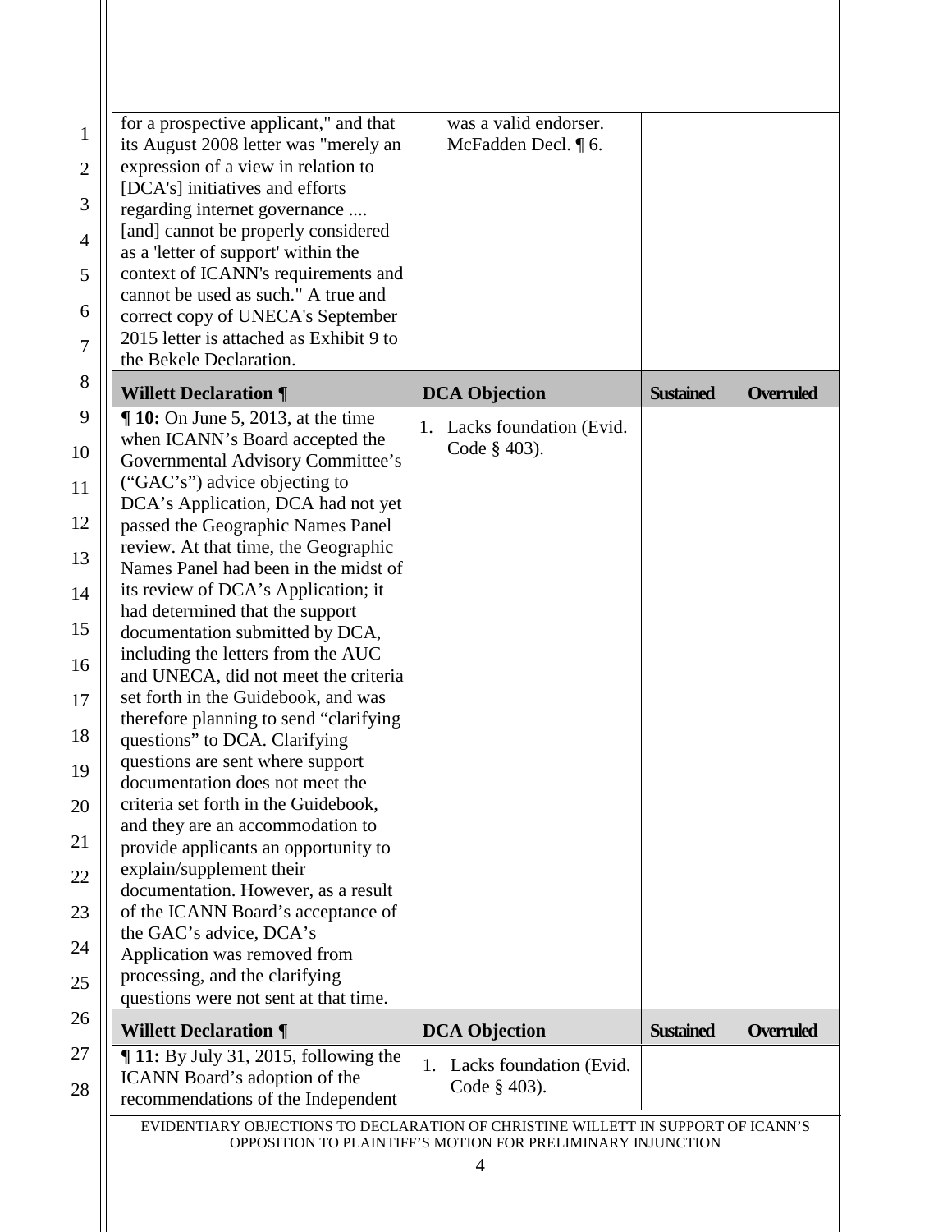| | | | |
|---|---|---|---|
| for a prospective applicant," and that its August 2008 letter was "merely an expression of a view in relation to [DCA's] initiatives and efforts regarding internet governance .... [and] cannot be properly considered as a 'letter of support' within the context of ICANN's requirements and cannot be used as such." A true and correct copy of UNECA's September 2015 letter is attached as Exhibit 9 to the Bekele Declaration. | was a valid endorser. McFadden Decl. ¶ 6. | | |

| Willett Declaration ¶ | DCA Objection | Sustained | Overruled |
|---|---|---|---|
| **¶ 10:** On June 5, 2013, at the time when ICANN's Board accepted the Governmental Advisory Committee's ("GAC's") advice objecting to DCA's Application, DCA had not yet passed the Geographic Names Panel review. At that time, the Geographic Names Panel had been in the midst of its review of DCA's Application; it had determined that the support documentation submitted by DCA, including the letters from the AUC and UNECA, did not meet the criteria set forth in the Guidebook, and was therefore planning to send "clarifying questions" to DCA. Clarifying questions are sent where support documentation does not meet the criteria set forth in the Guidebook, and they are an accommodation to provide applicants an opportunity to explain/supplement their documentation. However, as a result of the ICANN Board's acceptance of the GAC's advice, DCA's Application was removed from processing, and the clarifying questions were not sent at that time. | 1. Lacks foundation (Evid. Code § 403). | | |

| Willett Declaration ¶ | DCA Objection | Sustained | Overruled |
|---|---|---|---|
| **¶ 11:** By July 31, 2015, following the ICANN Board's adoption of the recommendations of the Independent | 1. Lacks foundation (Evid. Code § 403). | | |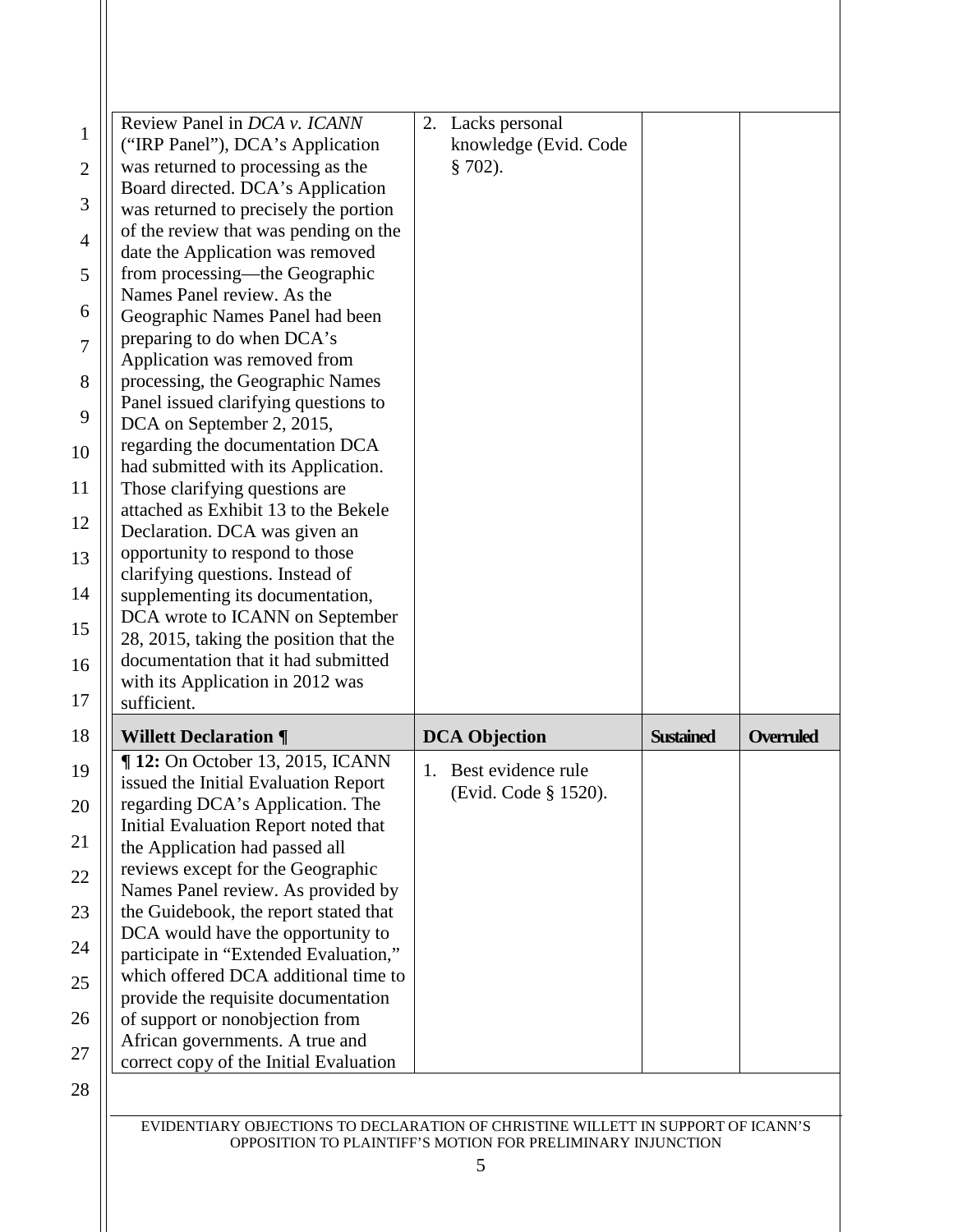| | | | |
|---|---|---|---|
| Review Panel in *DCA v. ICANN* ("IRP Panel"), DCA's Application was returned to processing as the Board directed. DCA's Application was returned to precisely the portion of the review that was pending on the date the Application was removed from processing—the Geographic Names Panel review. As the Geographic Names Panel had been preparing to do when DCA's Application was removed from processing, the Geographic Names Panel issued clarifying questions to DCA on September 2, 2015, regarding the documentation DCA had submitted with its Application. Those clarifying questions are attached as Exhibit 13 to the Bekele Declaration. DCA was given an opportunity to respond to those clarifying questions. Instead of supplementing its documentation, DCA wrote to ICANN on September 28, 2015, taking the position that the documentation that it had submitted with its Application in 2012 was sufficient. | 2. Lacks personal knowledge (Evid. Code § 702). | | |
| **Willett Declaration ¶** | **DCA Objection** | **Sustained** | **Overruled** |
| **¶ 12:** On October 13, 2015, ICANN issued the Initial Evaluation Report regarding DCA's Application. The Initial Evaluation Report noted that the Application had passed all reviews except for the Geographic Names Panel review. As provided by the Guidebook, the report stated that DCA would have the opportunity to participate in "Extended Evaluation," which offered DCA additional time to provide the requisite documentation of support or nonobjection from African governments. A true and correct copy of the Initial Evaluation | 1. Best evidence rule (Evid. Code § 1520). | | |

EVIDENTIARY OBJECTIONS TO DECLARATION OF CHRISTINE WILLETT IN SUPPORT OF ICANN'S OPPOSITION TO PLAINTIFF'S MOTION FOR PRELIMINARY INJUNCTION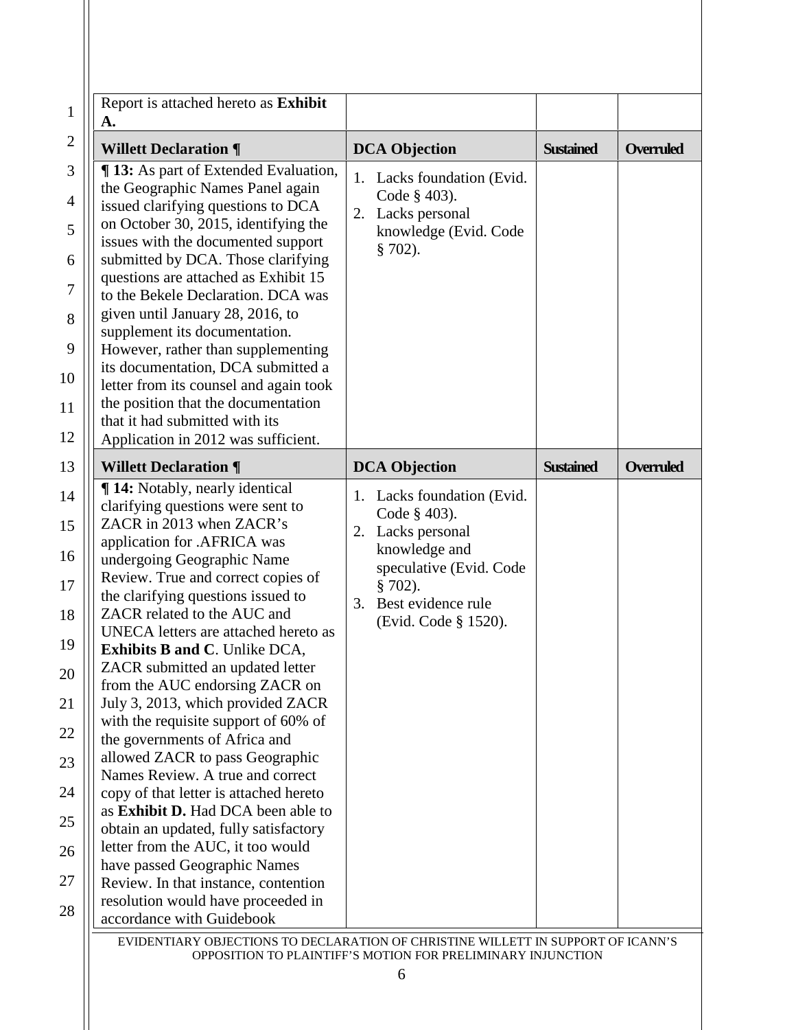| Report is attached hereto as **Exhibit A.** | | | |
|---|---|---|---|
| **Willett Declaration ¶** | **DCA Objection** | **Sustained** | **Overruled** |
| **¶ 13:** As part of Extended Evaluation, the Geographic Names Panel again issued clarifying questions to DCA on October 30, 2015, identifying the issues with the documented support submitted by DCA. Those clarifying questions are attached as Exhibit 15 to the Bekele Declaration. DCA was given until January 28, 2016, to supplement its documentation. However, rather than supplementing its documentation, DCA submitted a letter from its counsel and again took the position that the documentation that it had submitted with its Application in 2012 was sufficient. | 1. Lacks foundation (Evid. Code § 403).<br>2. Lacks personal knowledge (Evid. Code § 702). | | |
| **Willett Declaration ¶** | **DCA Objection** | **Sustained** | **Overruled** |
| **¶ 14:** Notably, nearly identical clarifying questions were sent to ZACR in 2013 when ZACR's application for .AFRICA was undergoing Geographic Name Review. True and correct copies of the clarifying questions issued to ZACR related to the AUC and UNECA letters are attached hereto as **Exhibits B and C**. Unlike DCA, ZACR submitted an updated letter from the AUC endorsing ZACR on July 3, 2013, which provided ZACR with the requisite support of 60% of the governments of Africa and allowed ZACR to pass Geographic Names Review. A true and correct copy of that letter is attached hereto as **Exhibit D.** Had DCA been able to obtain an updated, fully satisfactory letter from the AUC, it too would have passed Geographic Names Review. In that instance, contention resolution would have proceeded in accordance with Guidebook | 1. Lacks foundation (Evid. Code § 403).<br>2. Lacks personal knowledge and speculative (Evid. Code § 702).<br>3. Best evidence rule (Evid. Code § 1520). | | |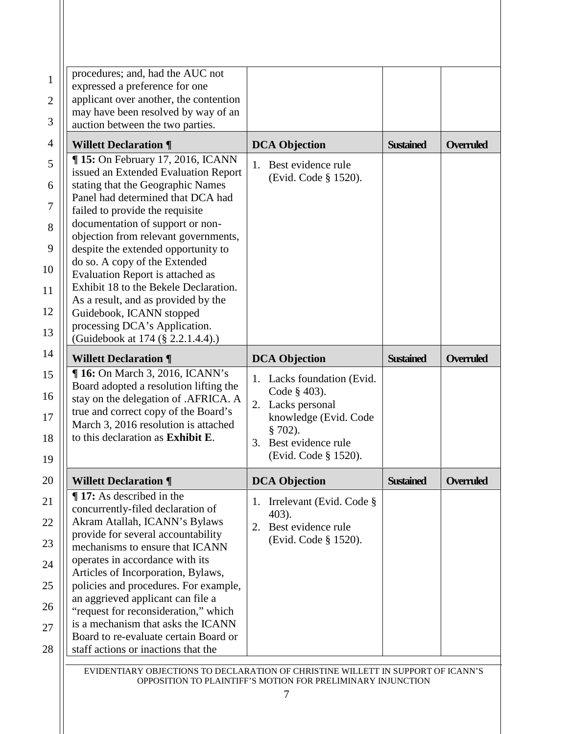| | | | |
|---|---|---|---|
| procedures; and, had the AUC not expressed a preference for one applicant over another, the contention may have been resolved by way of an auction between the two parties. | | | |
| **Willett Declaration ¶** | **DCA Objection** | **Sustained** | **Overruled** |
| **¶ 15:** On February 17, 2016, ICANN issued an Extended Evaluation Report stating that the Geographic Names Panel had determined that DCA had failed to provide the requisite documentation of support or non-objection from relevant governments, despite the extended opportunity to do so. A copy of the Extended Evaluation Report is attached as Exhibit 18 to the Bekele Declaration. As a result, and as provided by the Guidebook, ICANN stopped processing DCA's Application. (Guidebook at 174 (§ 2.2.1.4.4).) | 1. Best evidence rule (Evid. Code § 1520). | | |
| **Willett Declaration ¶** | **DCA Objection** | **Sustained** | **Overruled** |
| **¶ 16:** On March 3, 2016, ICANN's Board adopted a resolution lifting the stay on the delegation of .AFRICA. A true and correct copy of the Board's March 3, 2016 resolution is attached to this declaration as **Exhibit E**. | 1. Lacks foundation (Evid. Code § 403).<br>2. Lacks personal knowledge (Evid. Code § 702).<br>3. Best evidence rule (Evid. Code § 1520). | | |
| **Willett Declaration ¶** | **DCA Objection** | **Sustained** | **Overruled** |
| **¶ 17:** As described in the concurrently-filed declaration of Akram Atallah, ICANN's Bylaws provide for several accountability mechanisms to ensure that ICANN operates in accordance with its Articles of Incorporation, Bylaws, policies and procedures. For example, an aggrieved applicant can file a "request for reconsideration," which is a mechanism that asks the ICANN Board to re-evaluate certain Board or staff actions or inactions that the | 1. Irrelevant (Evid. Code § 403).<br>2. Best evidence rule (Evid. Code § 1520). | | |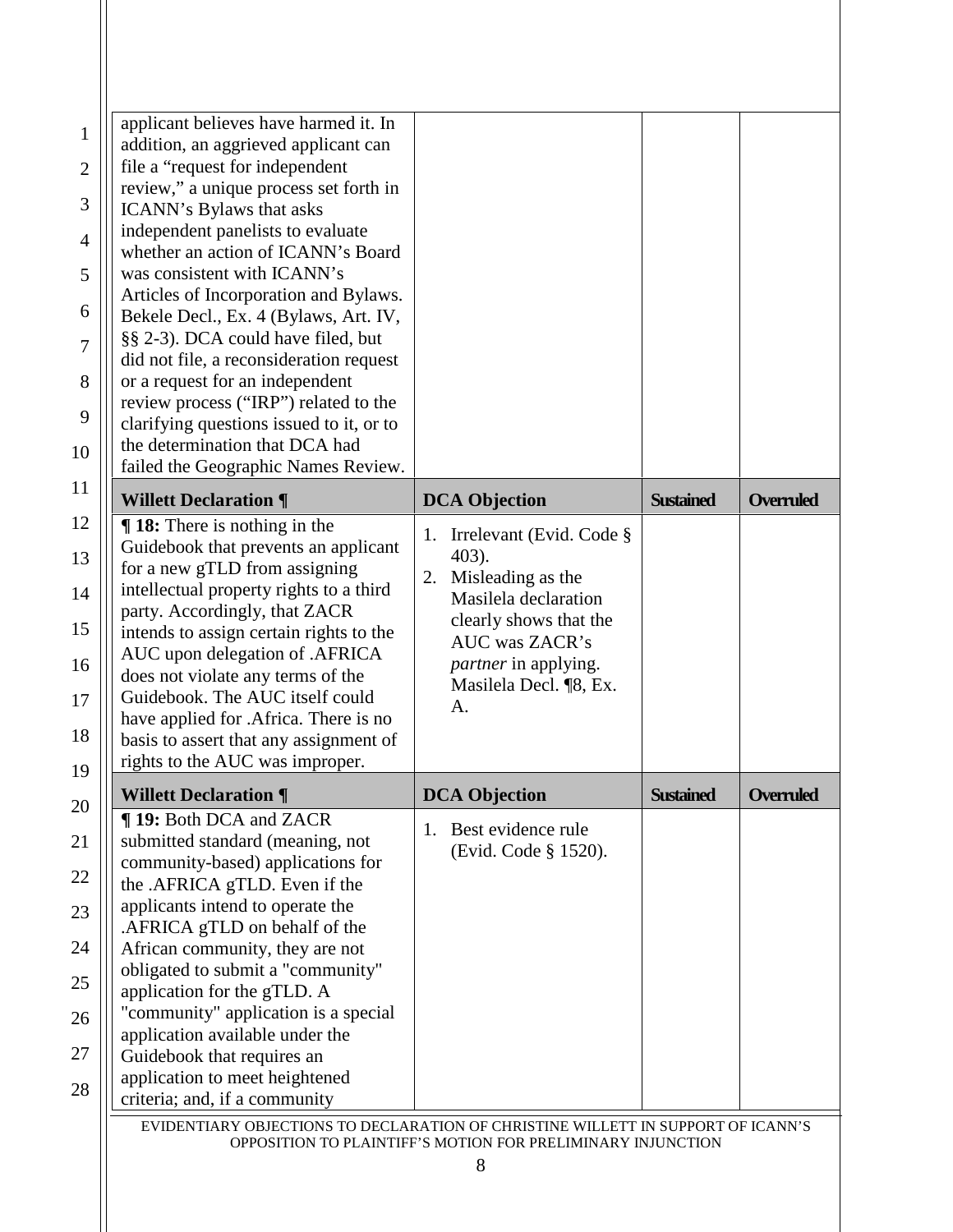| | | | |
|---|---|---|---|
| applicant believes have harmed it. In addition, an aggrieved applicant can file a "request for independent review," a unique process set forth in ICANN's Bylaws that asks independent panelists to evaluate whether an action of ICANN's Board was consistent with ICANN's Articles of Incorporation and Bylaws. Bekele Decl., Ex. 4 (Bylaws, Art. IV, §§ 2-3). DCA could have filed, but did not file, a reconsideration request or a request for an independent review process ("IRP") related to the clarifying questions issued to it, or to the determination that DCA had failed the Geographic Names Review. | | | |
| **Willett Declaration ¶** | **DCA Objection** | **Sustained** | **Overruled** |
| **¶ 18:** There is nothing in the Guidebook that prevents an applicant for a new gTLD from assigning intellectual property rights to a third party. Accordingly, that ZACR intends to assign certain rights to the AUC upon delegation of .AFRICA does not violate any terms of the Guidebook. The AUC itself could have applied for .Africa. There is no basis to assert that any assignment of rights to the AUC was improper. | 1. Irrelevant (Evid. Code § 403).<br>2. Misleading as the Masilela declaration clearly shows that the AUC was ZACR's *partner* in applying. Masilela Decl. ¶8, Ex. A. | | |
| **Willett Declaration ¶** | **DCA Objection** | **Sustained** | **Overruled** |
| **¶ 19:** Both DCA and ZACR submitted standard (meaning, not community-based) applications for the .AFRICA gTLD. Even if the applicants intend to operate the .AFRICA gTLD on behalf of the African community, they are not obligated to submit a "community" application for the gTLD. A "community" application is a special application available under the Guidebook that requires an application to meet heightened criteria; and, if a community | 1. Best evidence rule (Evid. Code § 1520). | | |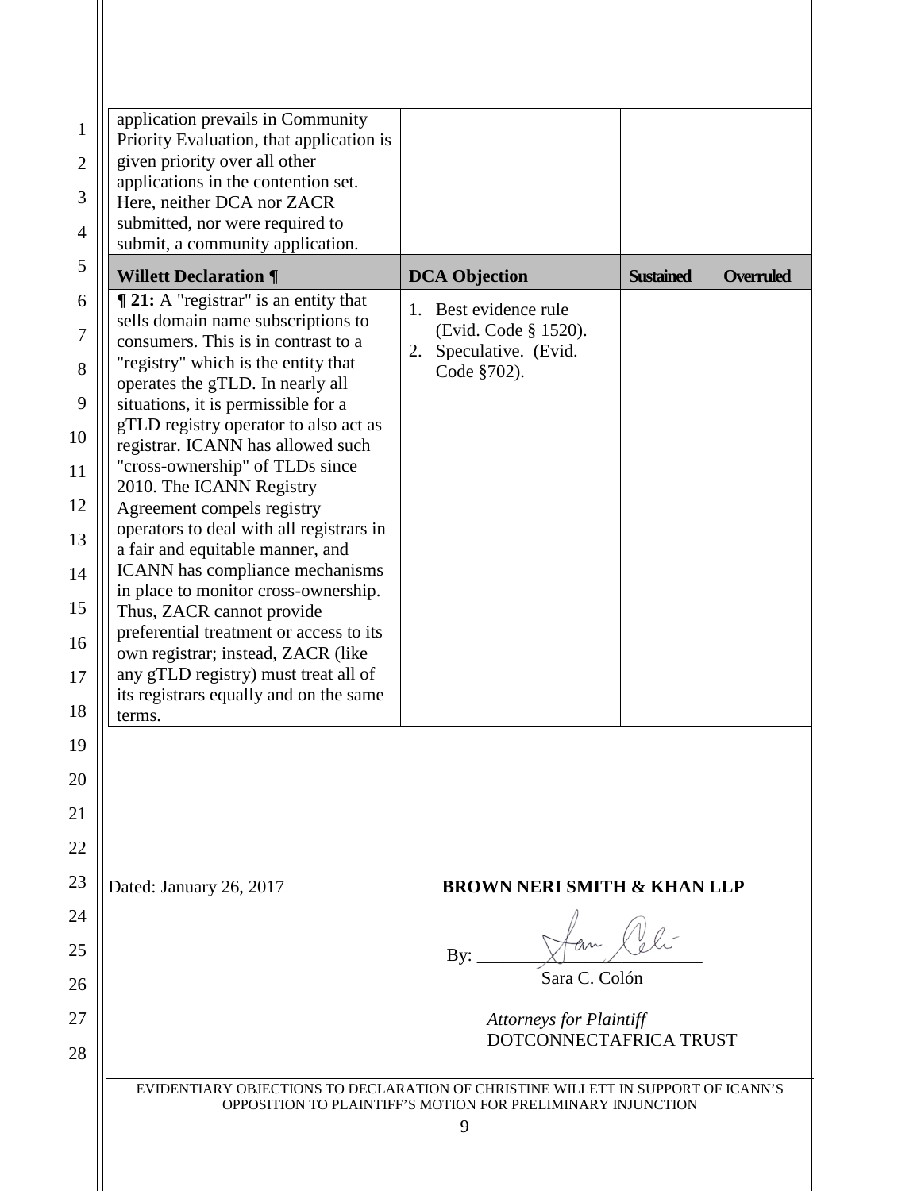| | | | |
|---|---|---|---|
| application prevails in Community Priority Evaluation, that application is given priority over all other applications in the contention set. Here, neither DCA nor ZACR submitted, nor were required to submit, a community application. | | | |
| **Willett Declaration ¶** | **DCA Objection** | **Sustained** | **Overruled** |
| **¶ 21:** A "registrar" is an entity that sells domain name subscriptions to consumers. This is in contrast to a "registry" which is the entity that operates the gTLD. In nearly all situations, it is permissible for a gTLD registry operator to also act as registrar. ICANN has allowed such "cross-ownership" of TLDs since 2010. The ICANN Registry Agreement compels registry operators to deal with all registrars in a fair and equitable manner, and ICANN has compliance mechanisms in place to monitor cross-ownership. Thus, ZACR cannot provide preferential treatment or access to its own registrar; instead, ZACR (like any gTLD registry) must treat all of its registrars equally and on the same terms. | 1. Best evidence rule (Evid. Code § 1520). 2. Speculative. (Evid. Code §702). | | |

Dated: January 26, 2017

**BROWN NERI SMITH & KHAN LLP**

By: ________________________
Sara C. Colón

*Attorneys for Plaintiff*
DOTCONNECTAFRICA TRUST

EVIDENTIARY OBJECTIONS TO DECLARATION OF CHRISTINE WILLETT IN SUPPORT OF ICANN'S OPPOSITION TO PLAINTIFF'S MOTION FOR PRELIMINARY INJUNCTION